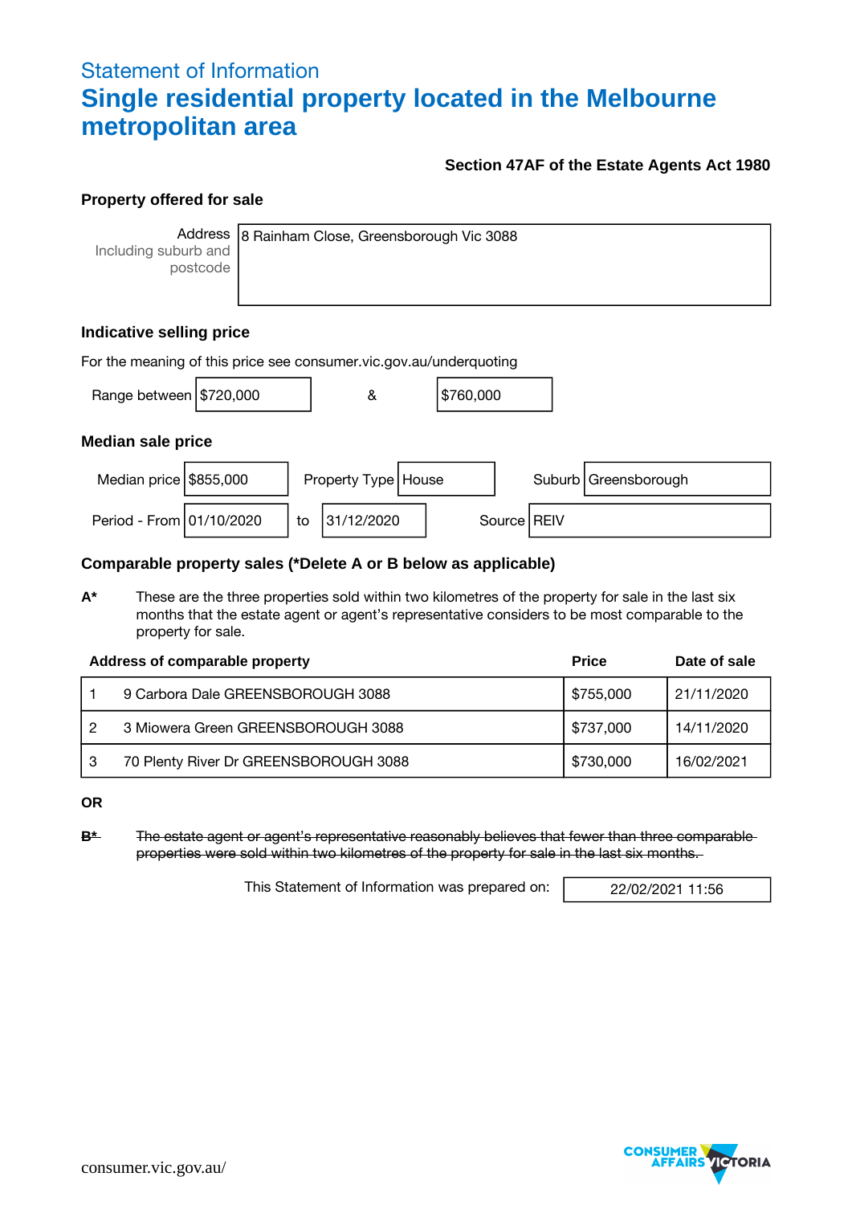## Statement of Information

# Single residential property located in the Melbourne metropolitan area

**Section 47AF of the Estate Agents Act 1980**

### Property offered for sale

| Address<br>Including suburb and postcode | 8 Rainham Close, Greensborough Vic 3088 |
|---|---|

### Indicative selling price

For the meaning of this price see consumer.vic.gov.au/underquoting

Range between $720,000 & $760,000

### Median sale price

| Median price | $855,000 | Property Type | House | Suburb | Greensborough |
|---|---|---|---|---|---|
| Period - From | 01/10/2020 | to | 31/12/2020 | Source | REIV |

### Comparable property sales (*Delete A or B below as applicable)

**A*** These are the three properties sold within two kilometres of the property for sale in the last six months that the estate agent or agent's representative considers to be most comparable to the property for sale.

| | Address of comparable property | Price | Date of sale |
|---|---|---|---|
| 1 | 9 Carbora Dale GREENSBOROUGH 3088 | $755,000 | 21/11/2020 |
| 2 | 3 Miowera Green GREENSBOROUGH 3088 | $737,000 | 14/11/2020 |
| 3 | 70 Plenty River Dr GREENSBOROUGH 3088 | $730,000 | 16/02/2021 |

**OR**

~~**B*** The estate agent or agent's representative reasonably believes that fewer than three comparable properties were sold within two kilometres of the property for sale in the last six months.~~

This Statement of Information was prepared on: 22/02/2021 11:56

consumer.vic.gov.au/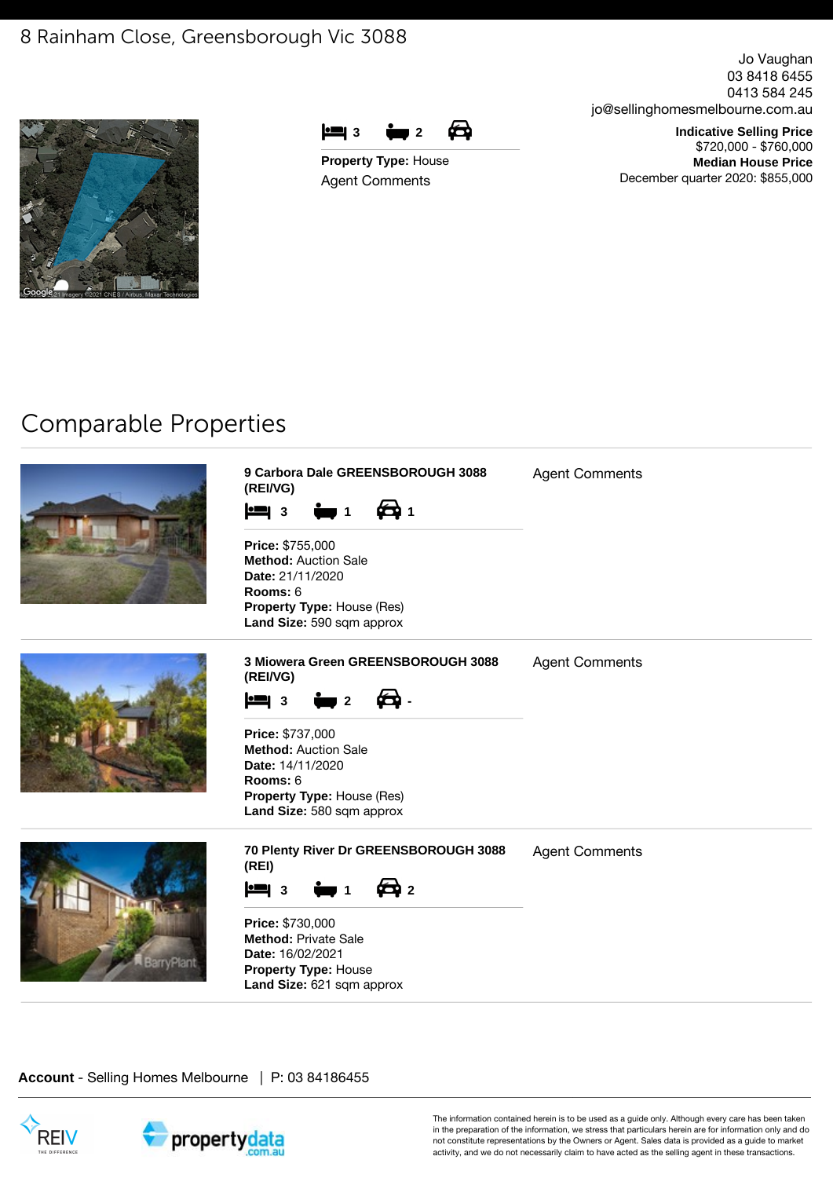# 8 Rainham Close, Greensborough Vic 3088

Jo Vaughan
03 8418 6455
0413 584 245
jo@sellinghomesmelbourne.com.au

3 2

**Property Type:** House

Agent Comments

**Indicative Selling Price**
$720,000 - $760,000
**Median House Price**
December quarter 2020: $855,000

## Comparable Properties

**9 Carbora Dale GREENSBOROUGH 3088 (REI/VG)**

3 1 1

**Price:** $755,000
**Method:** Auction Sale
**Date:** 21/11/2020
**Rooms:** 6
**Property Type:** House (Res)
**Land Size:** 590 sqm approx

Agent Comments

**3 Miowera Green GREENSBOROUGH 3088 (REI/VG)**

3 2 -

**Price:** $737,000
**Method:** Auction Sale
**Date:** 14/11/2020
**Rooms:** 6
**Property Type:** House (Res)
**Land Size:** 580 sqm approx

Agent Comments

**70 Plenty River Dr GREENSBOROUGH 3088 (REI)**

3 1 2

**Price:** $730,000
**Method:** Private Sale
**Date:** 16/02/2021
**Property Type:** House
**Land Size:** 621 sqm approx

Agent Comments

**Account** - Selling Homes Melbourne | P: 03 84186455

The information contained herein is to be used as a guide only. Although every care has been taken in the preparation of the information, we stress that particulars herein are for information only and do not constitute representations by the Owners or Agent. Sales data is provided as a guide to market activity, and we do not necessarily claim to have acted as the selling agent in these transactions.